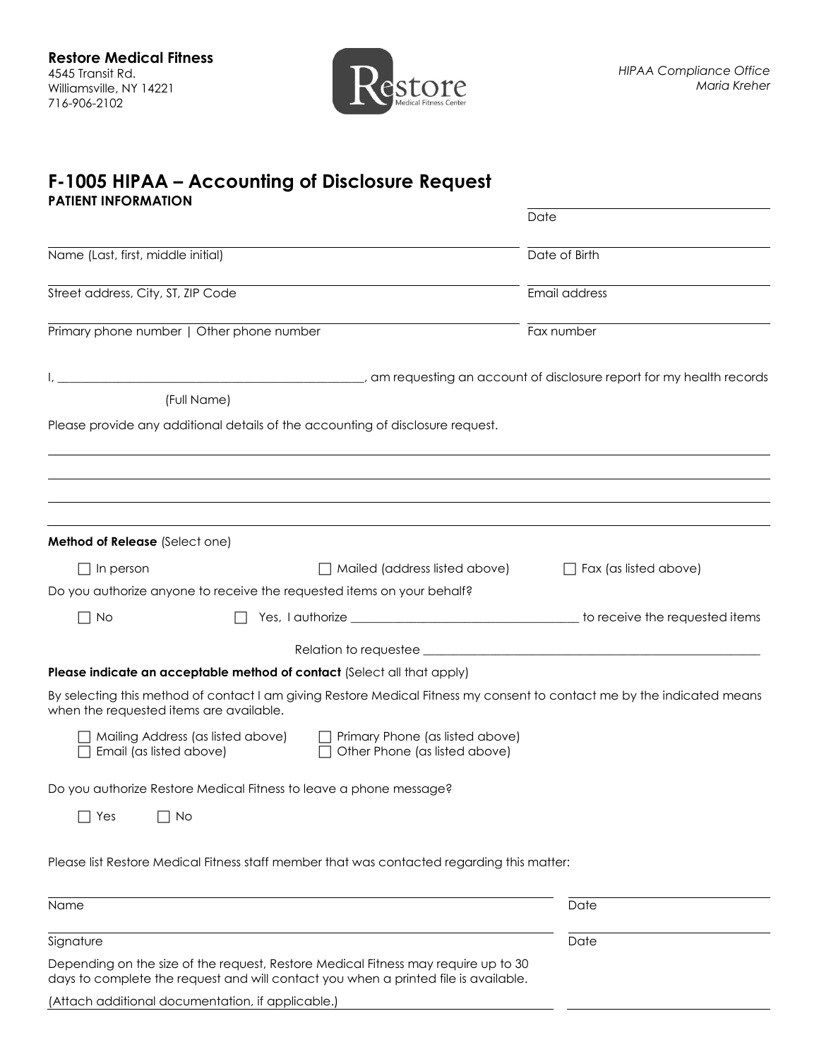**Restore Medical Fitness**
4545 Transit Rd.
Williamsville, NY 14221
716-906-2102

*HIPAA Compliance Office*
*Maria Kreher*

# F-1005 HIPAA – Accounting of Disclosure Request

**PATIENT INFORMATION**

Date: ______________________

Name (Last, first, middle initial): ______________________ Date of Birth: ______________________

Street address, City, ST, ZIP Code: ______________________ Email address: ______________________

Primary phone number | Other phone number: ______________________ Fax number: ______________________

I, ______________________ (Full Name), am requesting an account of disclosure report for my health records

Please provide any additional details of the accounting of disclosure request.

______________________

______________________

______________________

______________________

**Method of Release** (Select one)

☐ In person ☐ Mailed (address listed above) ☐ Fax (as listed above)

Do you authorize anyone to receive the requested items on your behalf?

☐ No ☐ Yes, I authorize ______________________ to receive the requested items

Relation to requestee ______________________

**Please indicate an acceptable method of contact** (Select all that apply)

By selecting this method of contact I am giving Restore Medical Fitness my consent to contact me by the indicated means when the requested items are available.

☐ Mailing Address (as listed above) ☐ Primary Phone (as listed above)
☐ Email (as listed above) ☐ Other Phone (as listed above)

Do you authorize Restore Medical Fitness to leave a phone message?

☐ Yes ☐ No

Please list Restore Medical Fitness staff member that was contacted regarding this matter:

Name: ______________________ Date: ______________________

Signature: ______________________ Date: ______________________

Depending on the size of the request, Restore Medical Fitness may require up to 30 days to complete the request and will contact you when a printed file is available.

(Attach additional documentation, if applicable.)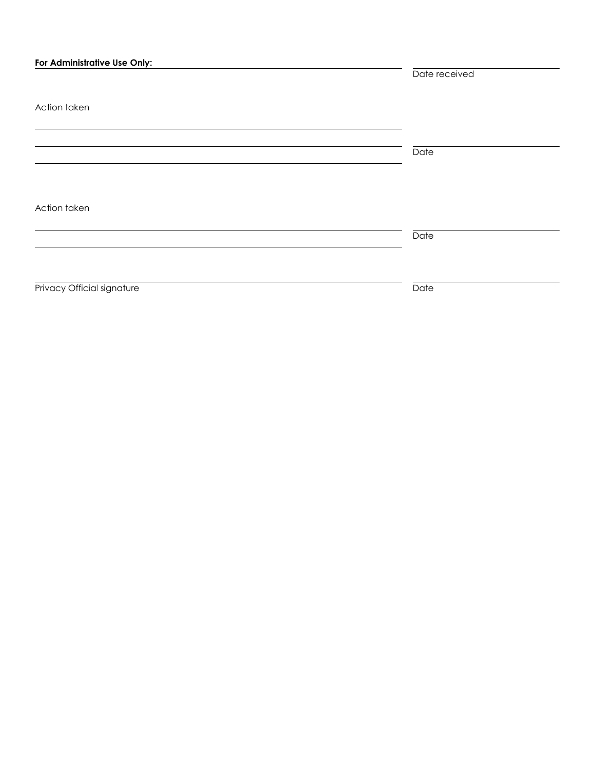**For Administrative Use Only:**

Date received

Action taken

Date

Action taken

Date

Privacy Official signature

Date